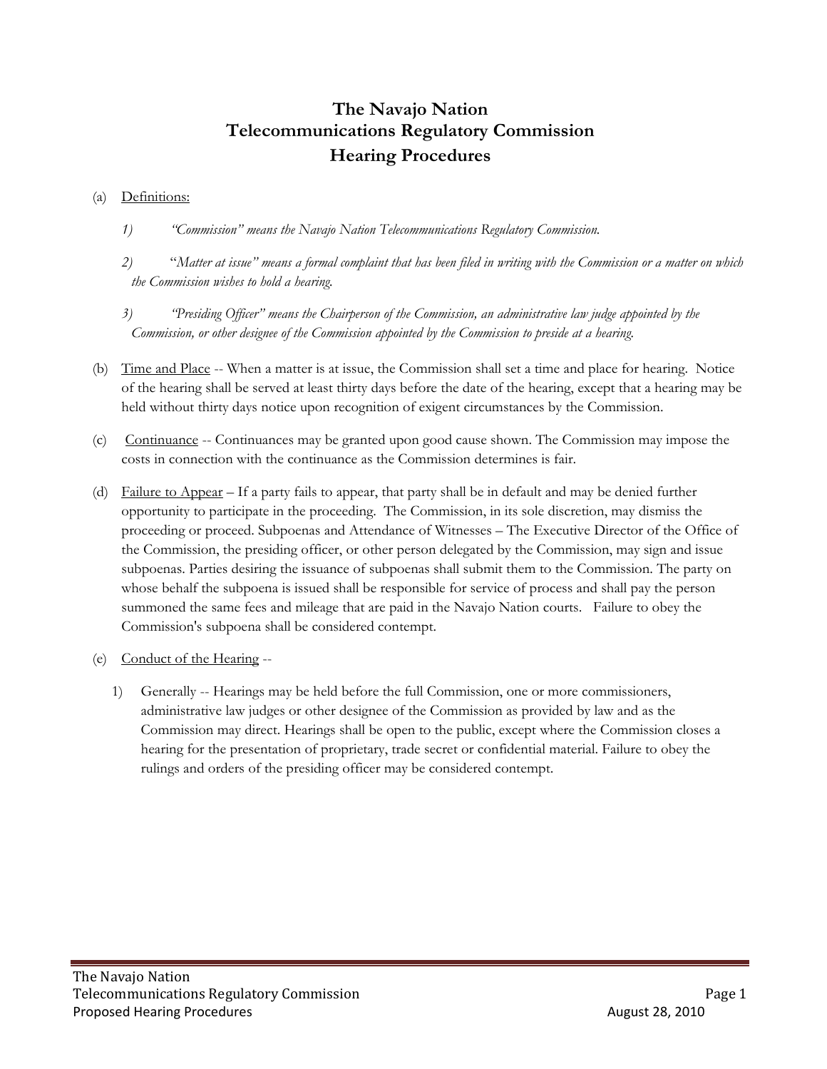# The Navajo Nation
# Telecommunications Regulatory Commission
# Hearing Procedures

(a) Definitions:

*1) "Commission" means the Navajo Nation Telecommunications Regulatory Commission.*

*2) "Matter at issue" means a formal complaint that has been filed in writing with the Commission or a matter on which the Commission wishes to hold a hearing.*

*3) "Presiding Officer" means the Chairperson of the Commission, an administrative law judge appointed by the Commission, or other designee of the Commission appointed by the Commission to preside at a hearing.*

(b) Time and Place -- When a matter is at issue, the Commission shall set a time and place for hearing. Notice of the hearing shall be served at least thirty days before the date of the hearing, except that a hearing may be held without thirty days notice upon recognition of exigent circumstances by the Commission.

(c) Continuance -- Continuances may be granted upon good cause shown. The Commission may impose the costs in connection with the continuance as the Commission determines is fair.

(d) Failure to Appear – If a party fails to appear, that party shall be in default and may be denied further opportunity to participate in the proceeding. The Commission, in its sole discretion, may dismiss the proceeding or proceed. Subpoenas and Attendance of Witnesses – The Executive Director of the Office of the Commission, the presiding officer, or other person delegated by the Commission, may sign and issue subpoenas. Parties desiring the issuance of subpoenas shall submit them to the Commission. The party on whose behalf the subpoena is issued shall be responsible for service of process and shall pay the person summoned the same fees and mileage that are paid in the Navajo Nation courts. Failure to obey the Commission's subpoena shall be considered contempt.

(e) Conduct of the Hearing --

1) Generally -- Hearings may be held before the full Commission, one or more commissioners, administrative law judges or other designee of the Commission as provided by law and as the Commission may direct. Hearings shall be open to the public, except where the Commission closes a hearing for the presentation of proprietary, trade secret or confidential material. Failure to obey the rulings and orders of the presiding officer may be considered contempt.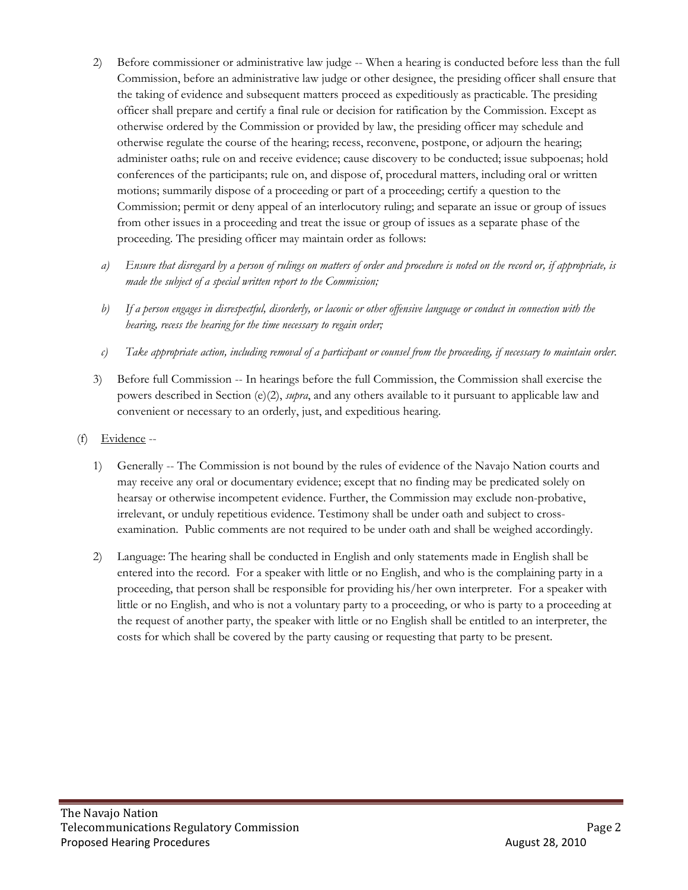2) Before commissioner or administrative law judge -- When a hearing is conducted before less than the full Commission, before an administrative law judge or other designee, the presiding officer shall ensure that the taking of evidence and subsequent matters proceed as expeditiously as practicable. The presiding officer shall prepare and certify a final rule or decision for ratification by the Commission. Except as otherwise ordered by the Commission or provided by law, the presiding officer may schedule and otherwise regulate the course of the hearing; recess, reconvene, postpone, or adjourn the hearing; administer oaths; rule on and receive evidence; cause discovery to be conducted; issue subpoenas; hold conferences of the participants; rule on, and dispose of, procedural matters, including oral or written motions; summarily dispose of a proceeding or part of a proceeding; certify a question to the Commission; permit or deny appeal of an interlocutory ruling; and separate an issue or group of issues from other issues in a proceeding and treat the issue or group of issues as a separate phase of the proceeding. The presiding officer may maintain order as follows:

   a) *Ensure that disregard by a person of rulings on matters of order and procedure is noted on the record or, if appropriate, is made the subject of a special written report to the Commission;*

   b) *If a person engages in disrespectful, disorderly, or laconic or other offensive language or conduct in connection with the hearing, recess the hearing for the time necessary to regain order;*

   c) *Take appropriate action, including removal of a participant or counsel from the proceeding, if necessary to maintain order.*

3) Before full Commission -- In hearings before the full Commission, the Commission shall exercise the powers described in Section (e)(2), *supra*, and any others available to it pursuant to applicable law and convenient or necessary to an orderly, just, and expeditious hearing.

(f) Evidence --

1) Generally -- The Commission is not bound by the rules of evidence of the Navajo Nation courts and may receive any oral or documentary evidence; except that no finding may be predicated solely on hearsay or otherwise incompetent evidence. Further, the Commission may exclude non-probative, irrelevant, or unduly repetitious evidence. Testimony shall be under oath and subject to cross-examination. Public comments are not required to be under oath and shall be weighed accordingly.

2) Language: The hearing shall be conducted in English and only statements made in English shall be entered into the record. For a speaker with little or no English, and who is the complaining party in a proceeding, that person shall be responsible for providing his/her own interpreter. For a speaker with little or no English, and who is not a voluntary party to a proceeding, or who is party to a proceeding at the request of another party, the speaker with little or no English shall be entitled to an interpreter, the costs for which shall be covered by the party causing or requesting that party to be present.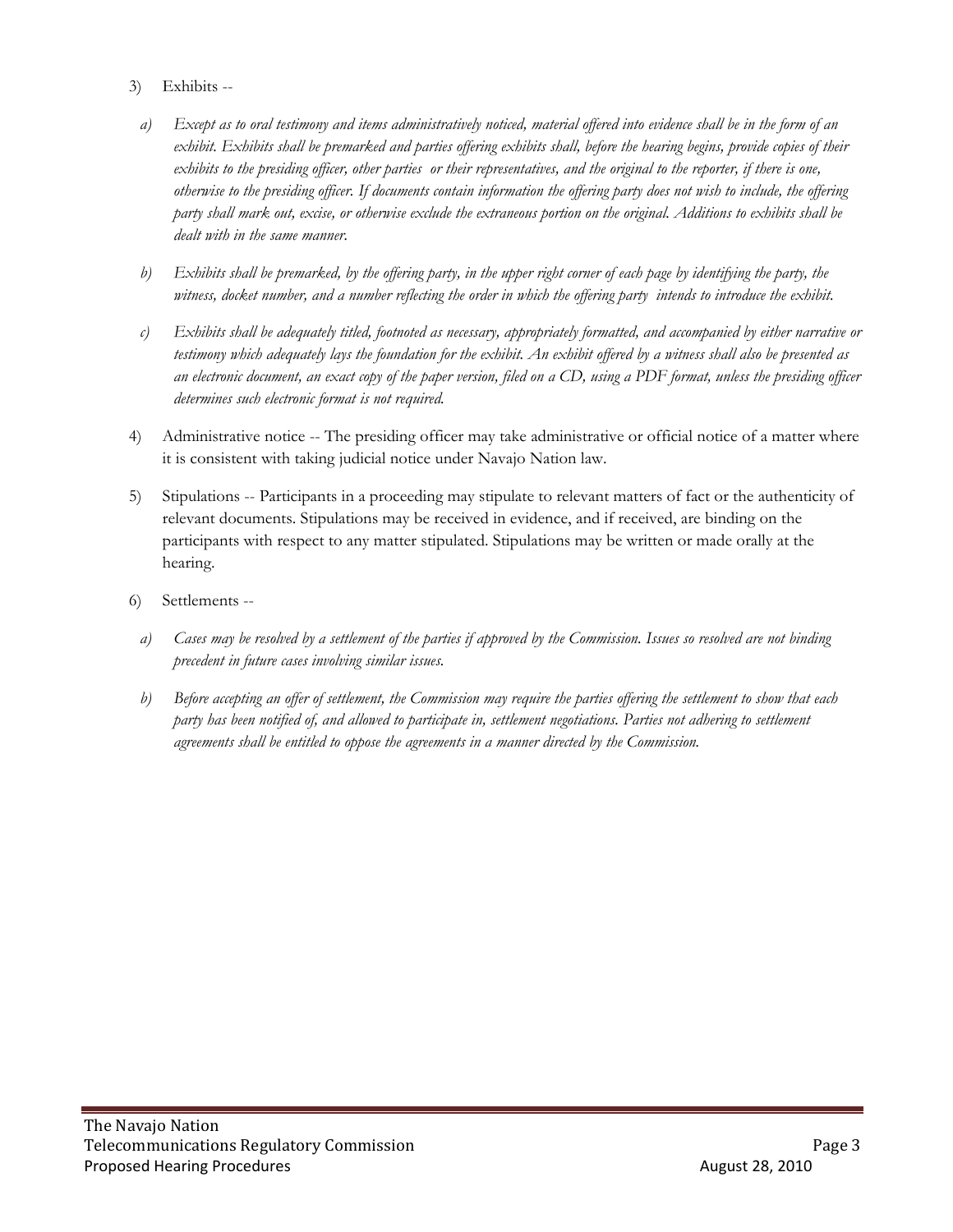3) Exhibits --

   a) *Except as to oral testimony and items administratively noticed, material offered into evidence shall be in the form of an exhibit. Exhibits shall be premarked and parties offering exhibits shall, before the hearing begins, provide copies of their exhibits to the presiding officer, other parties or their representatives, and the original to the reporter, if there is one, otherwise to the presiding officer. If documents contain information the offering party does not wish to include, the offering party shall mark out, excise, or otherwise exclude the extraneous portion on the original. Additions to exhibits shall be dealt with in the same manner.*

   b) *Exhibits shall be premarked, by the offering party, in the upper right corner of each page by identifying the party, the witness, docket number, and a number reflecting the order in which the offering party intends to introduce the exhibit.*

   c) *Exhibits shall be adequately titled, footnoted as necessary, appropriately formatted, and accompanied by either narrative or testimony which adequately lays the foundation for the exhibit. An exhibit offered by a witness shall also be presented as an electronic document, an exact copy of the paper version, filed on a CD, using a PDF format, unless the presiding officer determines such electronic format is not required.*

4) Administrative notice -- The presiding officer may take administrative or official notice of a matter where it is consistent with taking judicial notice under Navajo Nation law.

5) Stipulations -- Participants in a proceeding may stipulate to relevant matters of fact or the authenticity of relevant documents. Stipulations may be received in evidence, and if received, are binding on the participants with respect to any matter stipulated. Stipulations may be written or made orally at the hearing.

6) Settlements --

   a) *Cases may be resolved by a settlement of the parties if approved by the Commission. Issues so resolved are not binding precedent in future cases involving similar issues.*

   b) *Before accepting an offer of settlement, the Commission may require the parties offering the settlement to show that each party has been notified of, and allowed to participate in, settlement negotiations. Parties not adhering to settlement agreements shall be entitled to oppose the agreements in a manner directed by the Commission.*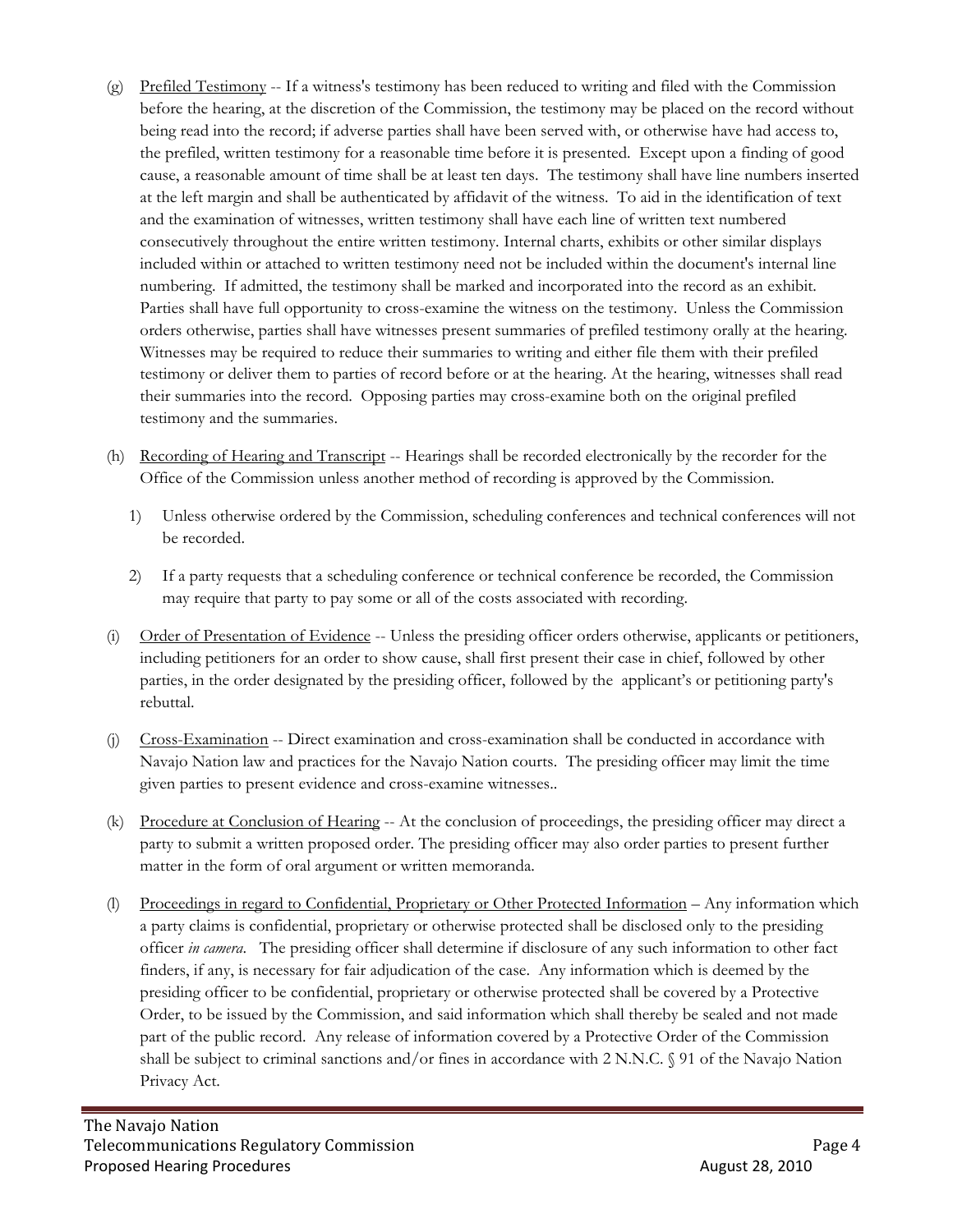(g) Prefiled Testimony -- If a witness's testimony has been reduced to writing and filed with the Commission before the hearing, at the discretion of the Commission, the testimony may be placed on the record without being read into the record; if adverse parties shall have been served with, or otherwise have had access to, the prefiled, written testimony for a reasonable time before it is presented. Except upon a finding of good cause, a reasonable amount of time shall be at least ten days. The testimony shall have line numbers inserted at the left margin and shall be authenticated by affidavit of the witness. To aid in the identification of text and the examination of witnesses, written testimony shall have each line of written text numbered consecutively throughout the entire written testimony. Internal charts, exhibits or other similar displays included within or attached to written testimony need not be included within the document's internal line numbering. If admitted, the testimony shall be marked and incorporated into the record as an exhibit. Parties shall have full opportunity to cross-examine the witness on the testimony. Unless the Commission orders otherwise, parties shall have witnesses present summaries of prefiled testimony orally at the hearing. Witnesses may be required to reduce their summaries to writing and either file them with their prefiled testimony or deliver them to parties of record before or at the hearing. At the hearing, witnesses shall read their summaries into the record. Opposing parties may cross-examine both on the original prefiled testimony and the summaries.

(h) Recording of Hearing and Transcript -- Hearings shall be recorded electronically by the recorder for the Office of the Commission unless another method of recording is approved by the Commission.

1) Unless otherwise ordered by the Commission, scheduling conferences and technical conferences will not be recorded.

2) If a party requests that a scheduling conference or technical conference be recorded, the Commission may require that party to pay some or all of the costs associated with recording.

(i) Order of Presentation of Evidence -- Unless the presiding officer orders otherwise, applicants or petitioners, including petitioners for an order to show cause, shall first present their case in chief, followed by other parties, in the order designated by the presiding officer, followed by the applicant's or petitioning party's rebuttal.

(j) Cross-Examination -- Direct examination and cross-examination shall be conducted in accordance with Navajo Nation law and practices for the Navajo Nation courts. The presiding officer may limit the time given parties to present evidence and cross-examine witnesses..

(k) Procedure at Conclusion of Hearing -- At the conclusion of proceedings, the presiding officer may direct a party to submit a written proposed order. The presiding officer may also order parties to present further matter in the form of oral argument or written memoranda.

(l) Proceedings in regard to Confidential, Proprietary or Other Protected Information – Any information which a party claims is confidential, proprietary or otherwise protected shall be disclosed only to the presiding officer *in camera*. The presiding officer shall determine if disclosure of any such information to other fact finders, if any, is necessary for fair adjudication of the case. Any information which is deemed by the presiding officer to be confidential, proprietary or otherwise protected shall be covered by a Protective Order, to be issued by the Commission, and said information which shall thereby be sealed and not made part of the public record. Any release of information covered by a Protective Order of the Commission shall be subject to criminal sanctions and/or fines in accordance with 2 N.N.C. § 91 of the Navajo Nation Privacy Act.